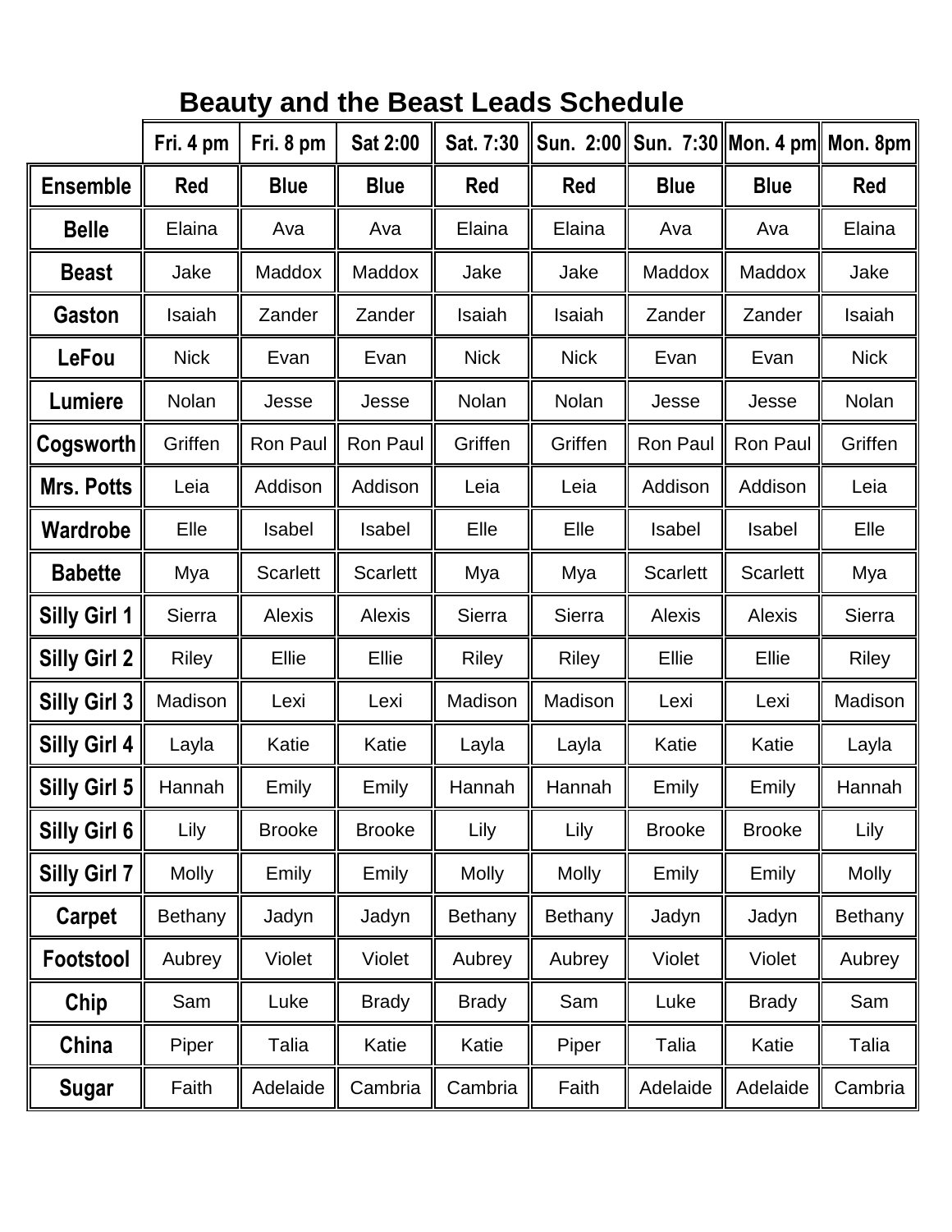# Beauty and the Beast Leads Schedule

| | Fri. 4 pm | Fri. 8 pm | Sat 2:00 | Sat. 7:30 | Sun. 2:00 | Sun. 7:30 | Mon. 4 pm | Mon. 8pm |
|---|---|---|---|---|---|---|---|---|
| **Ensemble** | **Red** | **Blue** | **Blue** | **Red** | **Red** | **Blue** | **Blue** | **Red** |
| **Belle** | Elaina | Ava | Ava | Elaina | Elaina | Ava | Ava | Elaina |
| **Beast** | Jake | Maddox | Maddox | Jake | Jake | Maddox | Maddox | Jake |
| **Gaston** | Isaiah | Zander | Zander | Isaiah | Isaiah | Zander | Zander | Isaiah |
| **LeFou** | Nick | Evan | Evan | Nick | Nick | Evan | Evan | Nick |
| **Lumiere** | Nolan | Jesse | Jesse | Nolan | Nolan | Jesse | Jesse | Nolan |
| **Cogsworth** | Griffen | Ron Paul | Ron Paul | Griffen | Griffen | Ron Paul | Ron Paul | Griffen |
| **Mrs. Potts** | Leia | Addison | Addison | Leia | Leia | Addison | Addison | Leia |
| **Wardrobe** | Elle | Isabel | Isabel | Elle | Elle | Isabel | Isabel | Elle |
| **Babette** | Mya | Scarlett | Scarlett | Mya | Mya | Scarlett | Scarlett | Mya |
| **Silly Girl 1** | Sierra | Alexis | Alexis | Sierra | Sierra | Alexis | Alexis | Sierra |
| **Silly Girl 2** | Riley | Ellie | Ellie | Riley | Riley | Ellie | Ellie | Riley |
| **Silly Girl 3** | Madison | Lexi | Lexi | Madison | Madison | Lexi | Lexi | Madison |
| **Silly Girl 4** | Layla | Katie | Katie | Layla | Layla | Katie | Katie | Layla |
| **Silly Girl 5** | Hannah | Emily | Emily | Hannah | Hannah | Emily | Emily | Hannah |
| **Silly Girl 6** | Lily | Brooke | Brooke | Lily | Lily | Brooke | Brooke | Lily |
| **Silly Girl 7** | Molly | Emily | Emily | Molly | Molly | Emily | Emily | Molly |
| **Carpet** | Bethany | Jadyn | Jadyn | Bethany | Bethany | Jadyn | Jadyn | Bethany |
| **Footstool** | Aubrey | Violet | Violet | Aubrey | Aubrey | Violet | Violet | Aubrey |
| **Chip** | Sam | Luke | Brady | Brady | Sam | Luke | Brady | Sam |
| **China** | Piper | Talia | Katie | Katie | Piper | Talia | Katie | Talia |
| **Sugar** | Faith | Adelaide | Cambria | Cambria | Faith | Adelaide | Adelaide | Cambria |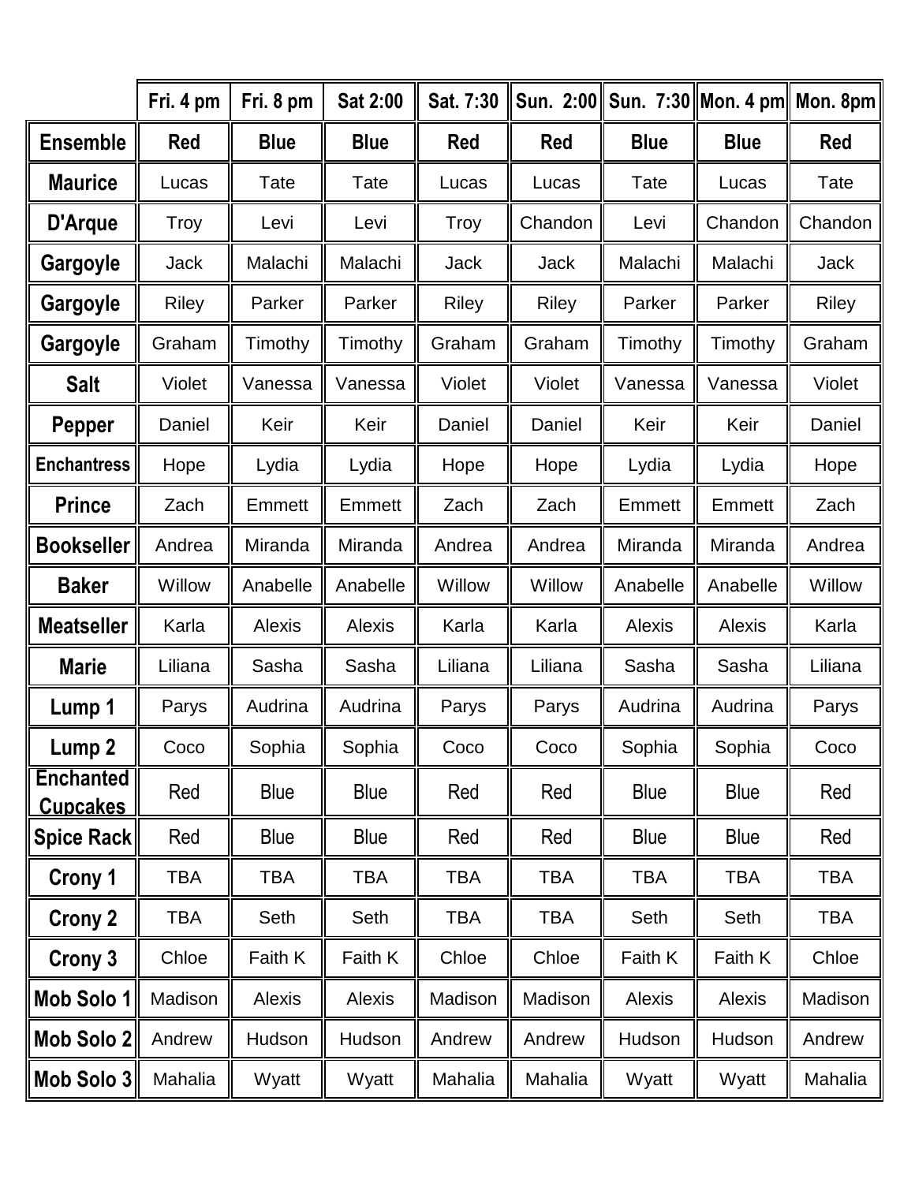| | Fri. 4 pm | Fri. 8 pm | Sat 2:00 | Sat. 7:30 | Sun. 2:00 | Sun. 7:30 | Mon. 4 pm | Mon. 8pm |
|---|---|---|---|---|---|---|---|---|
| **Ensemble** | **Red** | **Blue** | **Blue** | **Red** | **Red** | **Blue** | **Blue** | **Red** |
| **Maurice** | Lucas | Tate | Tate | Lucas | Lucas | Tate | Lucas | Tate |
| **D'Arque** | Troy | Levi | Levi | Troy | Chandon | Levi | Chandon | Chandon |
| **Gargoyle** | Jack | Malachi | Malachi | Jack | Jack | Malachi | Malachi | Jack |
| **Gargoyle** | Riley | Parker | Parker | Riley | Riley | Parker | Parker | Riley |
| **Gargoyle** | Graham | Timothy | Timothy | Graham | Graham | Timothy | Timothy | Graham |
| **Salt** | Violet | Vanessa | Vanessa | Violet | Violet | Vanessa | Vanessa | Violet |
| **Pepper** | Daniel | Keir | Keir | Daniel | Daniel | Keir | Keir | Daniel |
| **Enchantress** | Hope | Lydia | Lydia | Hope | Hope | Lydia | Lydia | Hope |
| **Prince** | Zach | Emmett | Emmett | Zach | Zach | Emmett | Emmett | Zach |
| **Bookseller** | Andrea | Miranda | Miranda | Andrea | Andrea | Miranda | Miranda | Andrea |
| **Baker** | Willow | Anabelle | Anabelle | Willow | Willow | Anabelle | Anabelle | Willow |
| **Meatseller** | Karla | Alexis | Alexis | Karla | Karla | Alexis | Alexis | Karla |
| **Marie** | Liliana | Sasha | Sasha | Liliana | Liliana | Sasha | Sasha | Liliana |
| **Lump 1** | Parys | Audrina | Audrina | Parys | Parys | Audrina | Audrina | Parys |
| **Lump 2** | Coco | Sophia | Sophia | Coco | Coco | Sophia | Sophia | Coco |
| **Enchanted Cupcakes** | Red | Blue | Blue | Red | Red | Blue | Blue | Red |
| **Spice Rack** | Red | Blue | Blue | Red | Red | Blue | Blue | Red |
| **Crony 1** | TBA | TBA | TBA | TBA | TBA | TBA | TBA | TBA |
| **Crony 2** | TBA | Seth | Seth | TBA | TBA | Seth | Seth | TBA |
| **Crony 3** | Chloe | Faith K | Faith K | Chloe | Chloe | Faith K | Faith K | Chloe |
| **Mob Solo 1** | Madison | Alexis | Alexis | Madison | Madison | Alexis | Alexis | Madison |
| **Mob Solo 2** | Andrew | Hudson | Hudson | Andrew | Andrew | Hudson | Hudson | Andrew |
| **Mob Solo 3** | Mahalia | Wyatt | Wyatt | Mahalia | Mahalia | Wyatt | Wyatt | Mahalia |